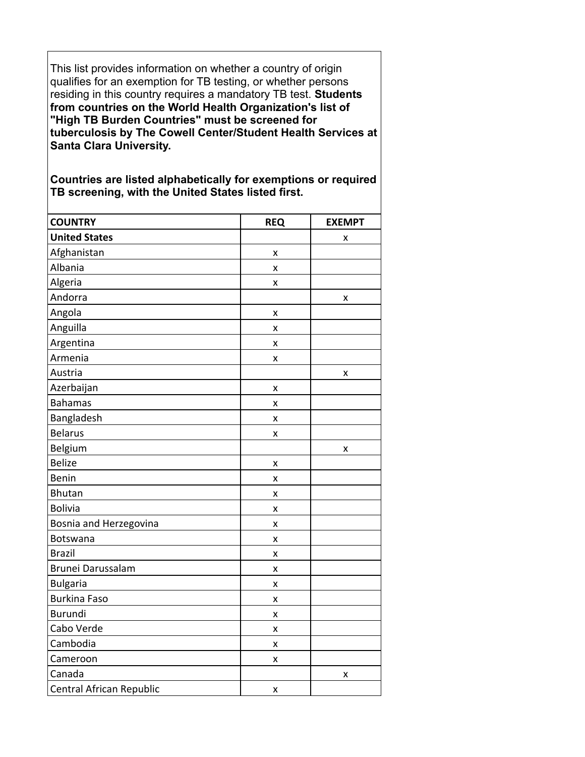This list provides information on whether a country of origin qualifies for an exemption for TB testing, or whether persons residing in this country requires a mandatory TB test. **Students from countries on the World Health Organization's list of "High TB Burden Countries" must be screened for tuberculosis by The Cowell Center/Student Health Services at Santa Clara University.**

**Countries are listed alphabetically for exemptions or required TB screening, with the United States listed first.**

| COUNTRY | REQ | EXEMPT |
|---|---|---|
| **United States** | | x |
| Afghanistan | x | |
| Albania | x | |
| Algeria | x | |
| Andorra | | x |
| Angola | x | |
| Anguilla | x | |
| Argentina | x | |
| Armenia | x | |
| Austria | | x |
| Azerbaijan | x | |
| Bahamas | x | |
| Bangladesh | x | |
| Belarus | x | |
| Belgium | | x |
| Belize | x | |
| Benin | x | |
| Bhutan | x | |
| Bolivia | x | |
| Bosnia and Herzegovina | x | |
| Botswana | x | |
| Brazil | x | |
| Brunei Darussalam | x | |
| Bulgaria | x | |
| Burkina Faso | x | |
| Burundi | x | |
| Cabo Verde | x | |
| Cambodia | x | |
| Cameroon | x | |
| Canada | | x |
| Central African Republic | x | |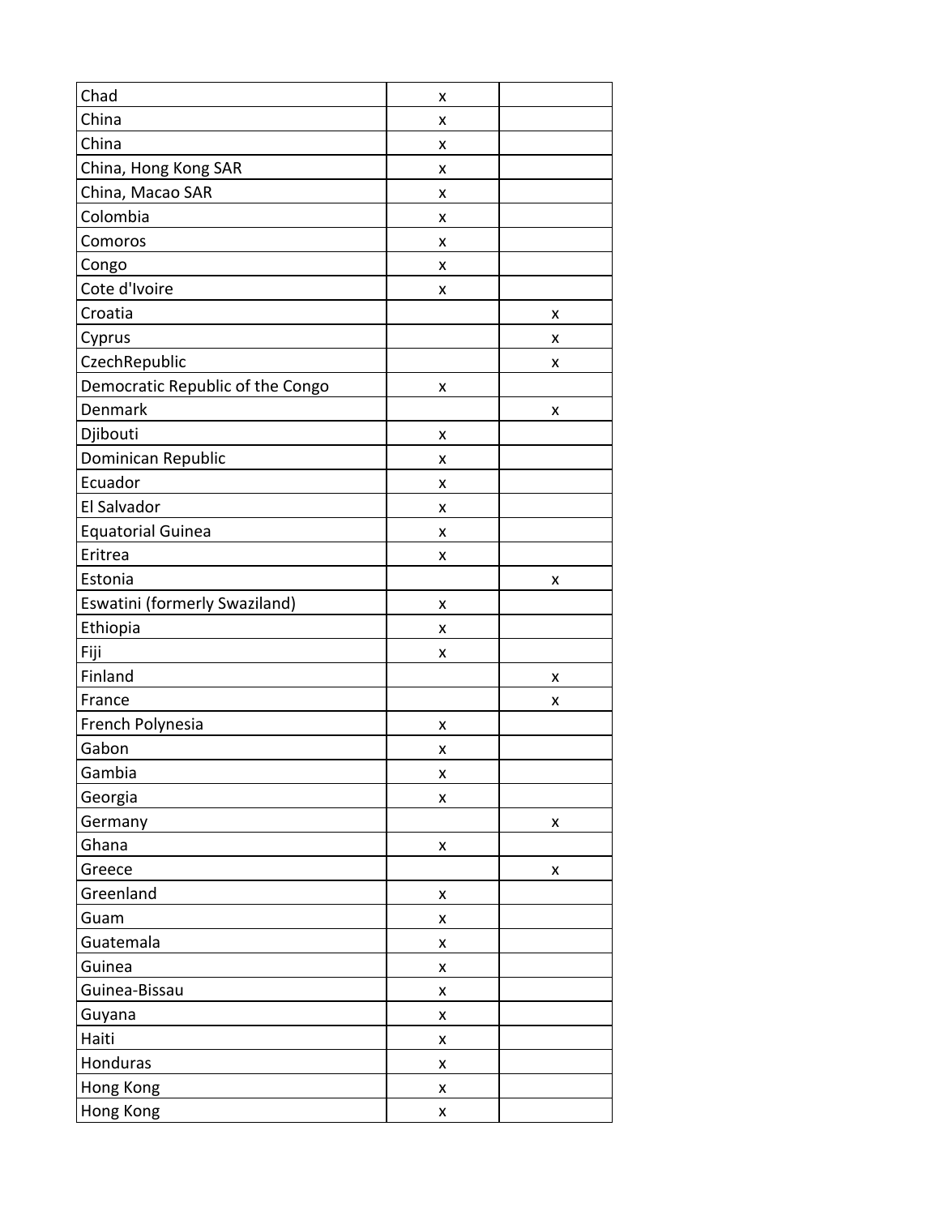| | | |
|---|---|---|
| Chad | x | |
| China | x | |
| China | x | |
| China, Hong Kong SAR | x | |
| China, Macao SAR | x | |
| Colombia | x | |
| Comoros | x | |
| Congo | x | |
| Cote d'Ivoire | x | |
| Croatia | | x |
| Cyprus | | x |
| CzechRepublic | | x |
| Democratic Republic of the Congo | x | |
| Denmark | | x |
| Djibouti | x | |
| Dominican Republic | x | |
| Ecuador | x | |
| El Salvador | x | |
| Equatorial Guinea | x | |
| Eritrea | x | |
| Estonia | | x |
| Eswatini (formerly Swaziland) | x | |
| Ethiopia | x | |
| Fiji | x | |
| Finland | | x |
| France | | x |
| French Polynesia | x | |
| Gabon | x | |
| Gambia | x | |
| Georgia | x | |
| Germany | | x |
| Ghana | x | |
| Greece | | x |
| Greenland | x | |
| Guam | x | |
| Guatemala | x | |
| Guinea | x | |
| Guinea-Bissau | x | |
| Guyana | x | |
| Haiti | x | |
| Honduras | x | |
| Hong Kong | x | |
| Hong Kong | x | |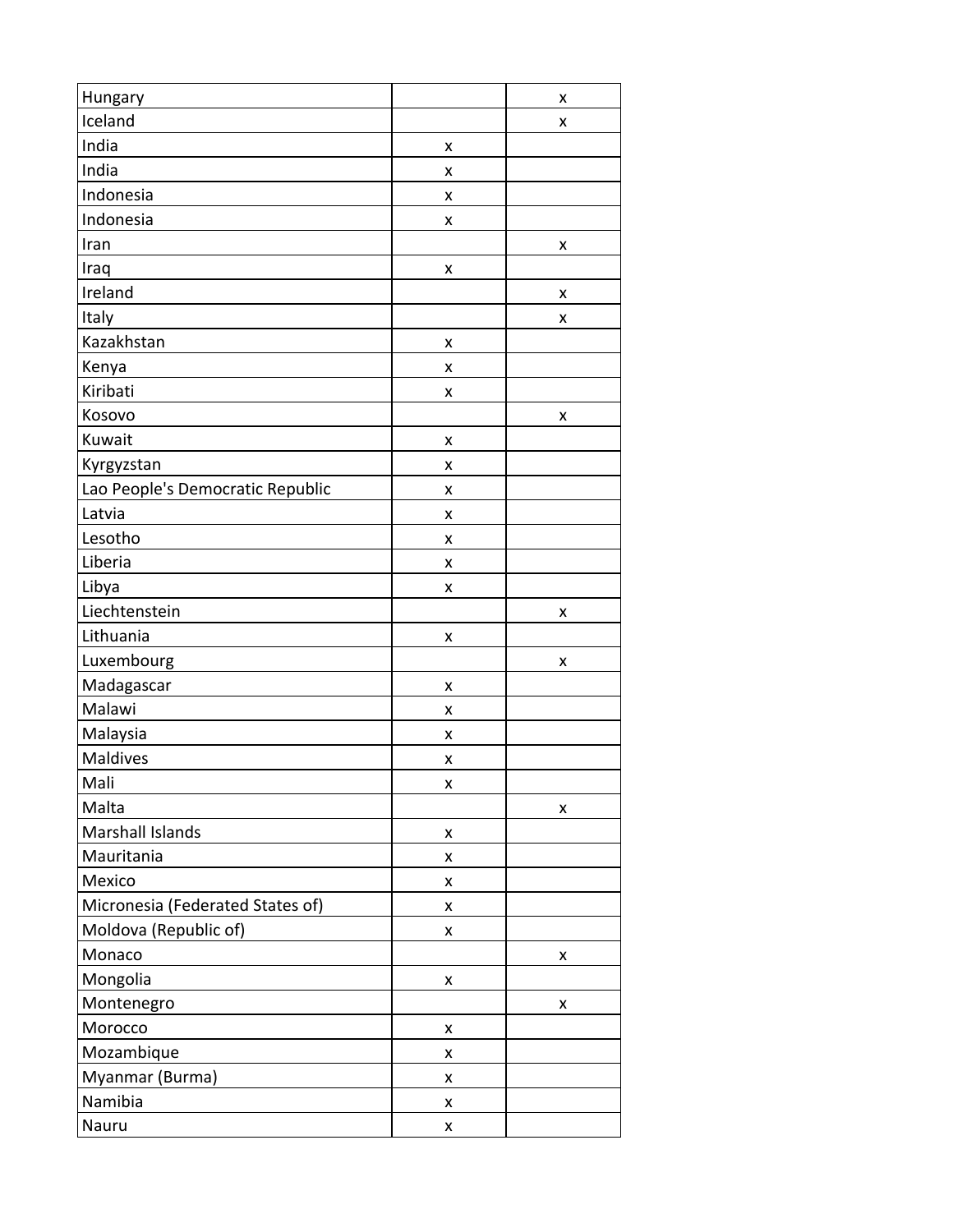| | | |
|---|---|---|
| Hungary | | x |
| Iceland | | x |
| India | x | |
| India | x | |
| Indonesia | x | |
| Indonesia | x | |
| Iran | | x |
| Iraq | x | |
| Ireland | | x |
| Italy | | x |
| Kazakhstan | x | |
| Kenya | x | |
| Kiribati | x | |
| Kosovo | | x |
| Kuwait | x | |
| Kyrgyzstan | x | |
| Lao People's Democratic Republic | x | |
| Latvia | x | |
| Lesotho | x | |
| Liberia | x | |
| Libya | x | |
| Liechtenstein | | x |
| Lithuania | x | |
| Luxembourg | | x |
| Madagascar | x | |
| Malawi | x | |
| Malaysia | x | |
| Maldives | x | |
| Mali | x | |
| Malta | | x |
| Marshall Islands | x | |
| Mauritania | x | |
| Mexico | x | |
| Micronesia (Federated States of) | x | |
| Moldova (Republic of) | x | |
| Monaco | | x |
| Mongolia | x | |
| Montenegro | | x |
| Morocco | x | |
| Mozambique | x | |
| Myanmar (Burma) | x | |
| Namibia | x | |
| Nauru | x | |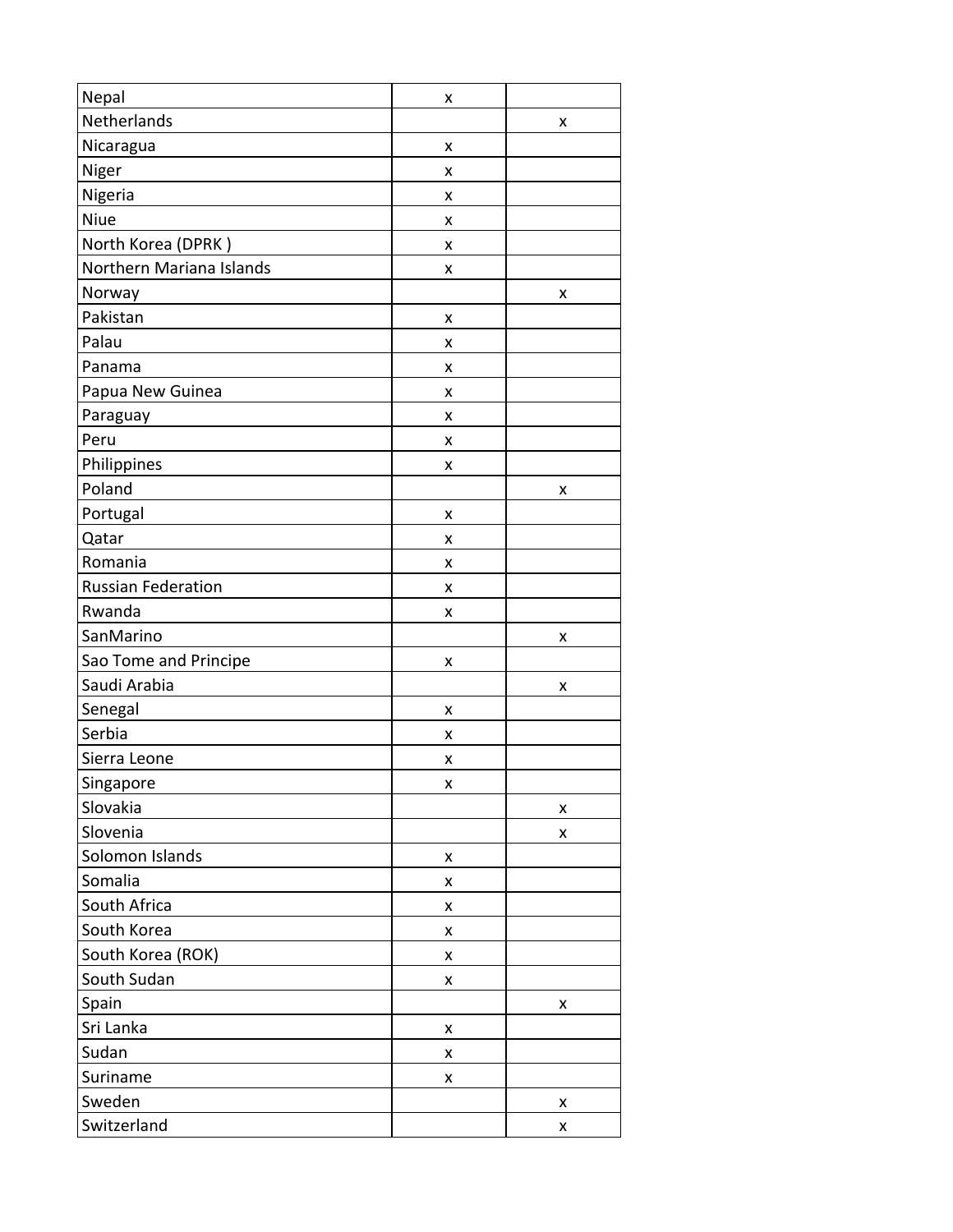| | | |
|---|---|---|
| Nepal | x | |
| Netherlands | | x |
| Nicaragua | x | |
| Niger | x | |
| Nigeria | x | |
| Niue | x | |
| North Korea (DPRK ) | x | |
| Northern Mariana Islands | x | |
| Norway | | x |
| Pakistan | x | |
| Palau | x | |
| Panama | x | |
| Papua New Guinea | x | |
| Paraguay | x | |
| Peru | x | |
| Philippines | x | |
| Poland | | x |
| Portugal | x | |
| Qatar | x | |
| Romania | x | |
| Russian Federation | x | |
| Rwanda | x | |
| SanMarino | | x |
| Sao Tome and Principe | x | |
| Saudi Arabia | | x |
| Senegal | x | |
| Serbia | x | |
| Sierra Leone | x | |
| Singapore | x | |
| Slovakia | | x |
| Slovenia | | x |
| Solomon Islands | x | |
| Somalia | x | |
| South Africa | x | |
| South Korea | x | |
| South Korea (ROK) | x | |
| South Sudan | x | |
| Spain | | x |
| Sri Lanka | x | |
| Sudan | x | |
| Suriname | x | |
| Sweden | | x |
| Switzerland | | x |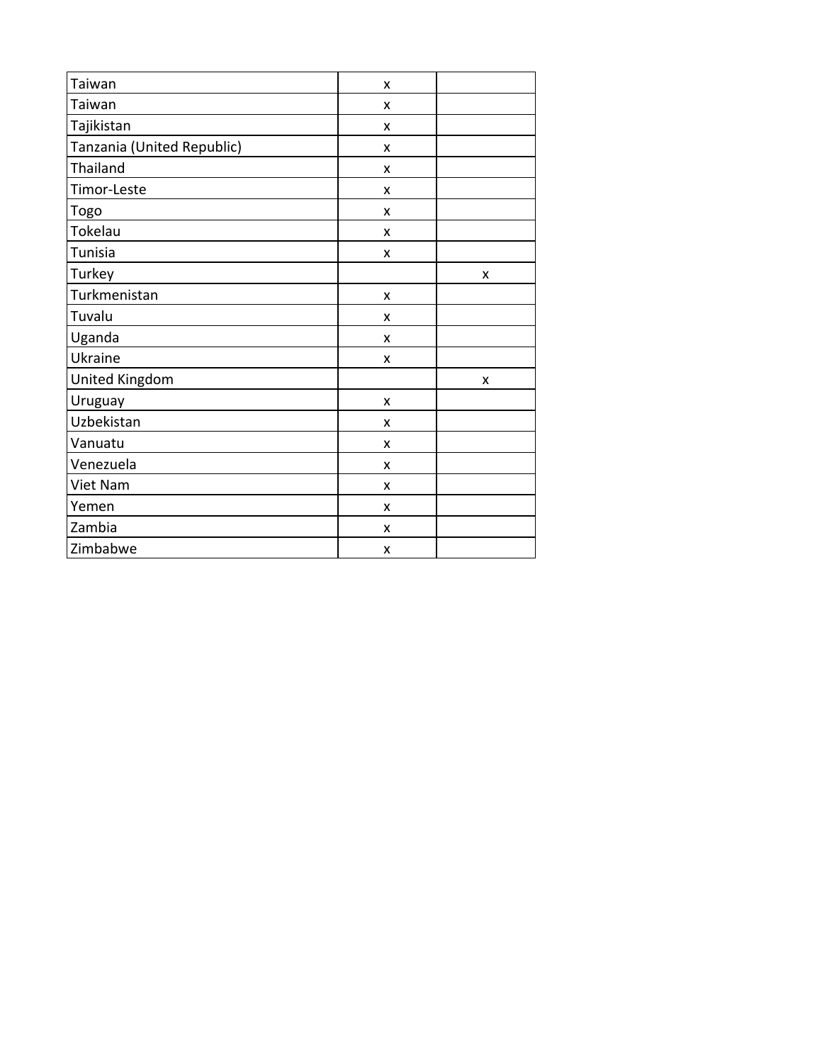| | | |
|---|---|---|
| Taiwan | x | |
| Taiwan | x | |
| Tajikistan | x | |
| Tanzania (United Republic) | x | |
| Thailand | x | |
| Timor-Leste | x | |
| Togo | x | |
| Tokelau | x | |
| Tunisia | x | |
| Turkey | | x |
| Turkmenistan | x | |
| Tuvalu | x | |
| Uganda | x | |
| Ukraine | x | |
| United Kingdom | | x |
| Uruguay | x | |
| Uzbekistan | x | |
| Vanuatu | x | |
| Venezuela | x | |
| Viet Nam | x | |
| Yemen | x | |
| Zambia | x | |
| Zimbabwe | x | |